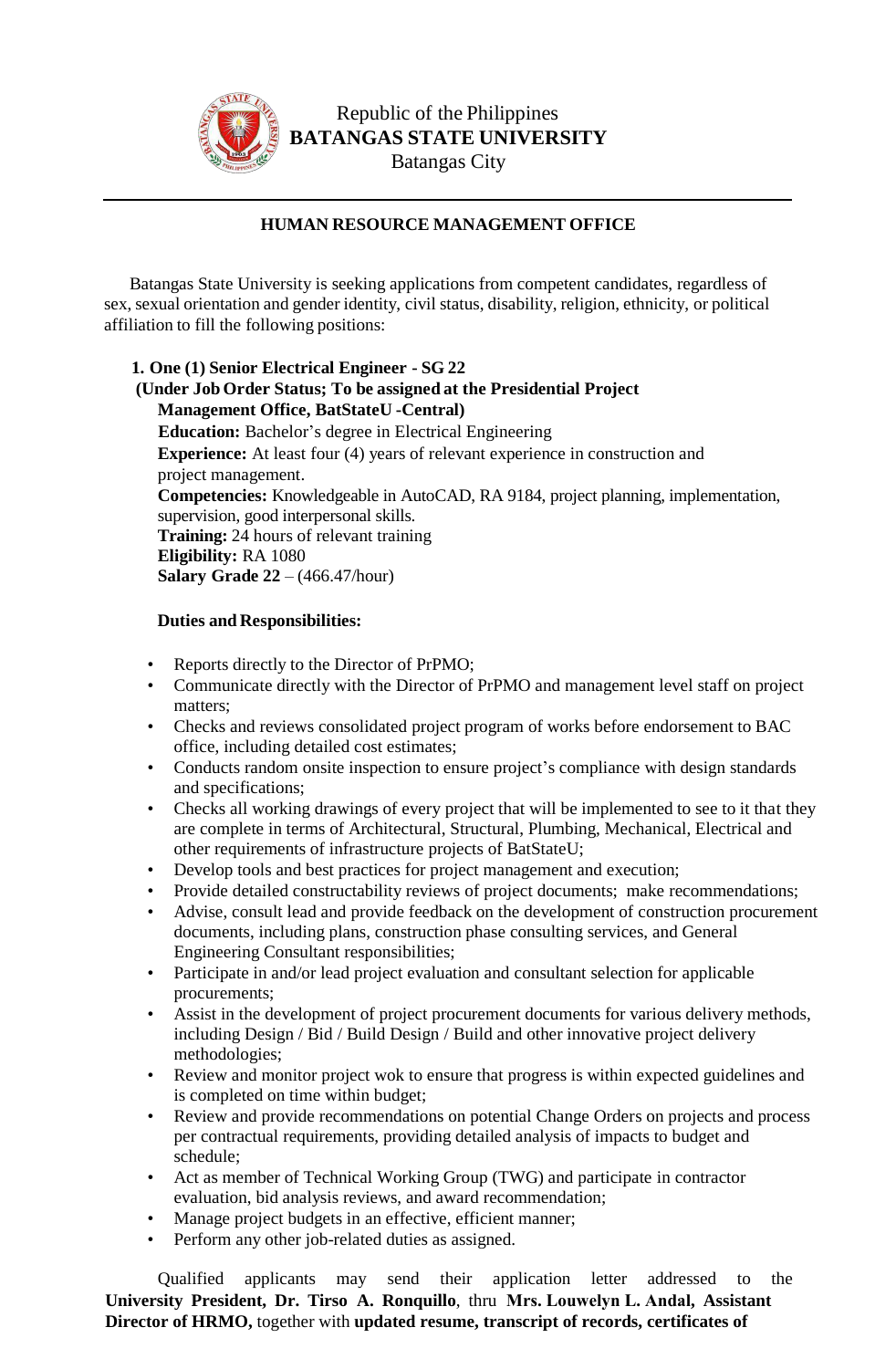Republic of the Philippines
**BATANGAS STATE UNIVERSITY**
Batangas City

---

**HUMAN RESOURCE MANAGEMENT OFFICE**

Batangas State University is seeking applications from competent candidates, regardless of sex, sexual orientation and gender identity, civil status, disability, religion, ethnicity, or political affiliation to fill the following positions:

**1. One (1) Senior Electrical Engineer - SG 22**
**(Under Job Order Status; To be assigned at the Presidential Project Management Office, BatStateU -Central)**

**Education:** Bachelor's degree in Electrical Engineering
**Experience:** At least four (4) years of relevant experience in construction and project management.
**Competencies:** Knowledgeable in AutoCAD, RA 9184, project planning, implementation, supervision, good interpersonal skills.
**Training:** 24 hours of relevant training
**Eligibility:** RA 1080
**Salary Grade 22** – (466.47/hour)

**Duties and Responsibilities:**

- Reports directly to the Director of PrPMO;
- Communicate directly with the Director of PrPMO and management level staff on project matters;
- Checks and reviews consolidated project program of works before endorsement to BAC office, including detailed cost estimates;
- Conducts random onsite inspection to ensure project's compliance with design standards and specifications;
- Checks all working drawings of every project that will be implemented to see to it that they are complete in terms of Architectural, Structural, Plumbing, Mechanical, Electrical and other requirements of infrastructure projects of BatStateU;
- Develop tools and best practices for project management and execution;
- Provide detailed constructability reviews of project documents; make recommendations;
- Advise, consult lead and provide feedback on the development of construction procurement documents, including plans, construction phase consulting services, and General Engineering Consultant responsibilities;
- Participate in and/or lead project evaluation and consultant selection for applicable procurements;
- Assist in the development of project procurement documents for various delivery methods, including Design / Bid / Build Design / Build and other innovative project delivery methodologies;
- Review and monitor project wok to ensure that progress is within expected guidelines and is completed on time within budget;
- Review and provide recommendations on potential Change Orders on projects and process per contractual requirements, providing detailed analysis of impacts to budget and schedule;
- Act as member of Technical Working Group (TWG) and participate in contractor evaluation, bid analysis reviews, and award recommendation;
- Manage project budgets in an effective, efficient manner;
- Perform any other job-related duties as assigned.

Qualified applicants may send their application letter addressed to the **University President, Dr. Tirso A. Ronquillo**, thru **Mrs. Louwelyn L. Andal, Assistant Director of HRMO,** together with **updated resume, transcript of records, certificates of**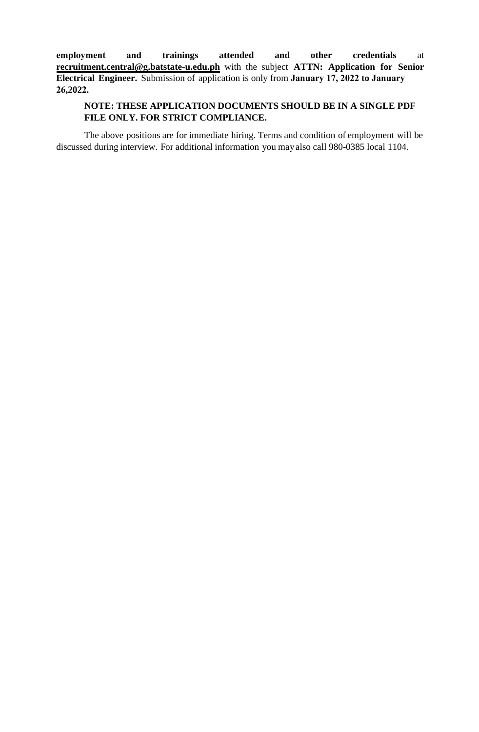**employment and trainings attended and other credentials** at **recruitment.central@g.batstate-u.edu.ph** with the subject **ATTN: Application for Senior Electrical Engineer.** Submission of application is only from **January 17, 2022 to January 26,2022.**

**NOTE: THESE APPLICATION DOCUMENTS SHOULD BE IN A SINGLE PDF FILE ONLY. FOR STRICT COMPLIANCE.**

The above positions are for immediate hiring. Terms and condition of employment will be discussed during interview. For additional information you may also call 980-0385 local 1104.